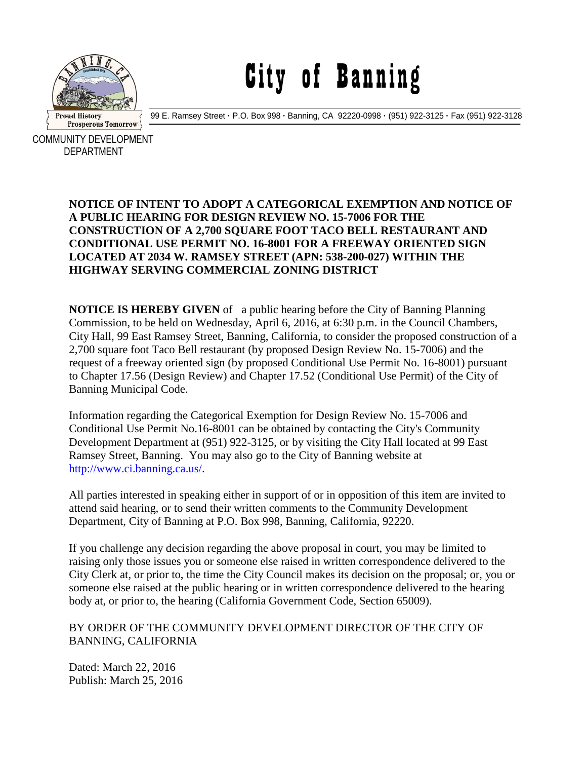# City of Banning

99 E. Ramsey Street · P.O. Box 998 · Banning, CA 92220-0998 · (951) 922-3125 · Fax (951) 922-3128

COMMUNITY DEVELOPMENT DEPARTMENT

**NOTICE OF INTENT TO ADOPT A CATEGORICAL EXEMPTION AND NOTICE OF A PUBLIC HEARING FOR DESIGN REVIEW NO. 15-7006 FOR THE CONSTRUCTION OF A 2,700 SQUARE FOOT TACO BELL RESTAURANT AND CONDITIONAL USE PERMIT NO. 16-8001 FOR A FREEWAY ORIENTED SIGN LOCATED AT 2034 W. RAMSEY STREET (APN: 538-200-027) WITHIN THE HIGHWAY SERVING COMMERCIAL ZONING DISTRICT**

**NOTICE IS HEREBY GIVEN** of a public hearing before the City of Banning Planning Commission, to be held on Wednesday, April 6, 2016, at 6:30 p.m. in the Council Chambers, City Hall, 99 East Ramsey Street, Banning, California, to consider the proposed construction of a 2,700 square foot Taco Bell restaurant (by proposed Design Review No. 15-7006) and the request of a freeway oriented sign (by proposed Conditional Use Permit No. 16-8001) pursuant to Chapter 17.56 (Design Review) and Chapter 17.52 (Conditional Use Permit) of the City of Banning Municipal Code.

Information regarding the Categorical Exemption for Design Review No. 15-7006 and Conditional Use Permit No.16-8001 can be obtained by contacting the City's Community Development Department at (951) 922-3125, or by visiting the City Hall located at 99 East Ramsey Street, Banning. You may also go to the City of Banning website at http://www.ci.banning.ca.us/.

All parties interested in speaking either in support of or in opposition of this item are invited to attend said hearing, or to send their written comments to the Community Development Department, City of Banning at P.O. Box 998, Banning, California, 92220.

If you challenge any decision regarding the above proposal in court, you may be limited to raising only those issues you or someone else raised in written correspondence delivered to the City Clerk at, or prior to, the time the City Council makes its decision on the proposal; or, you or someone else raised at the public hearing or in written correspondence delivered to the hearing body at, or prior to, the hearing (California Government Code, Section 65009).

BY ORDER OF THE COMMUNITY DEVELOPMENT DIRECTOR OF THE CITY OF BANNING, CALIFORNIA

Dated: March 22, 2016
Publish: March 25, 2016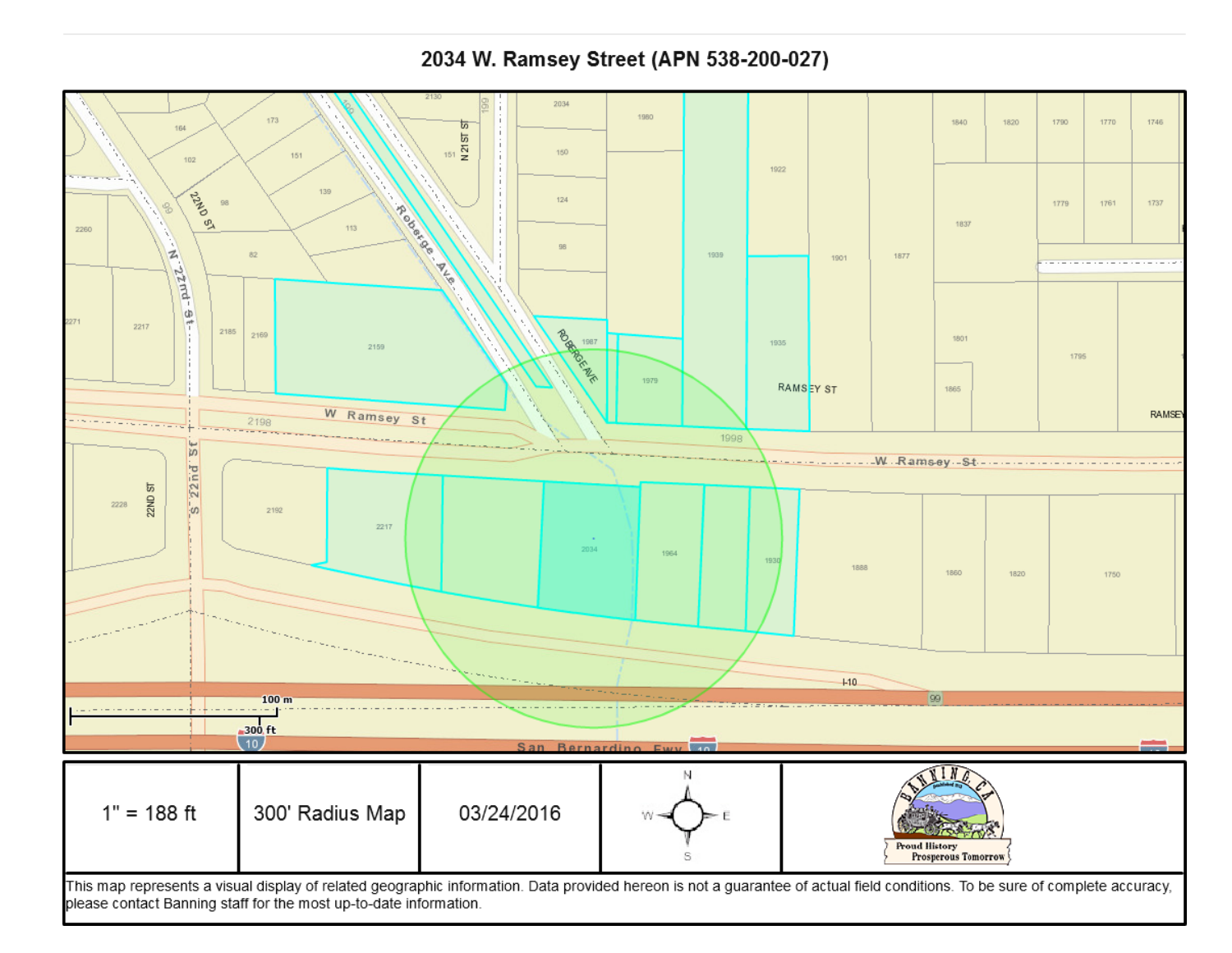# 2034 W. Ramsey Street (APN 538-200-027)

2130
N 21ST ST
151
2034
150
124
98
1980
1939
1922
1901
1877
1840
1820
1790
1770
1746
1837
1779
1761
1737
164
173
102
151
139
113
98
82
22ND ST
N 22nd St
Roberge Ave
2260
2271
2217
2185
2169
2159
1987
ROBERGE AVE
1979
1935
RAMSEY ST
1801
1865
1795
RAMSEY
W Ramsey St
2198
1998
W Ramsey St
2228
22ND ST
S 22nd St
2192
2217
2034
1964
1930
1888
1860
1820
1750
I-10
99
100 m
300 ft
10
San Bernardino Fwy

| 1" = 188 ft | 300' Radius Map | 03/24/2016 | N W E S | Banning, CA — Proud History Prosperous Tomorrow |
|---|---|---|---|---|

This map represents a visual display of related geographic information. Data provided hereon is not a guarantee of actual field conditions. To be sure of complete accuracy, please contact Banning staff for the most up-to-date information.